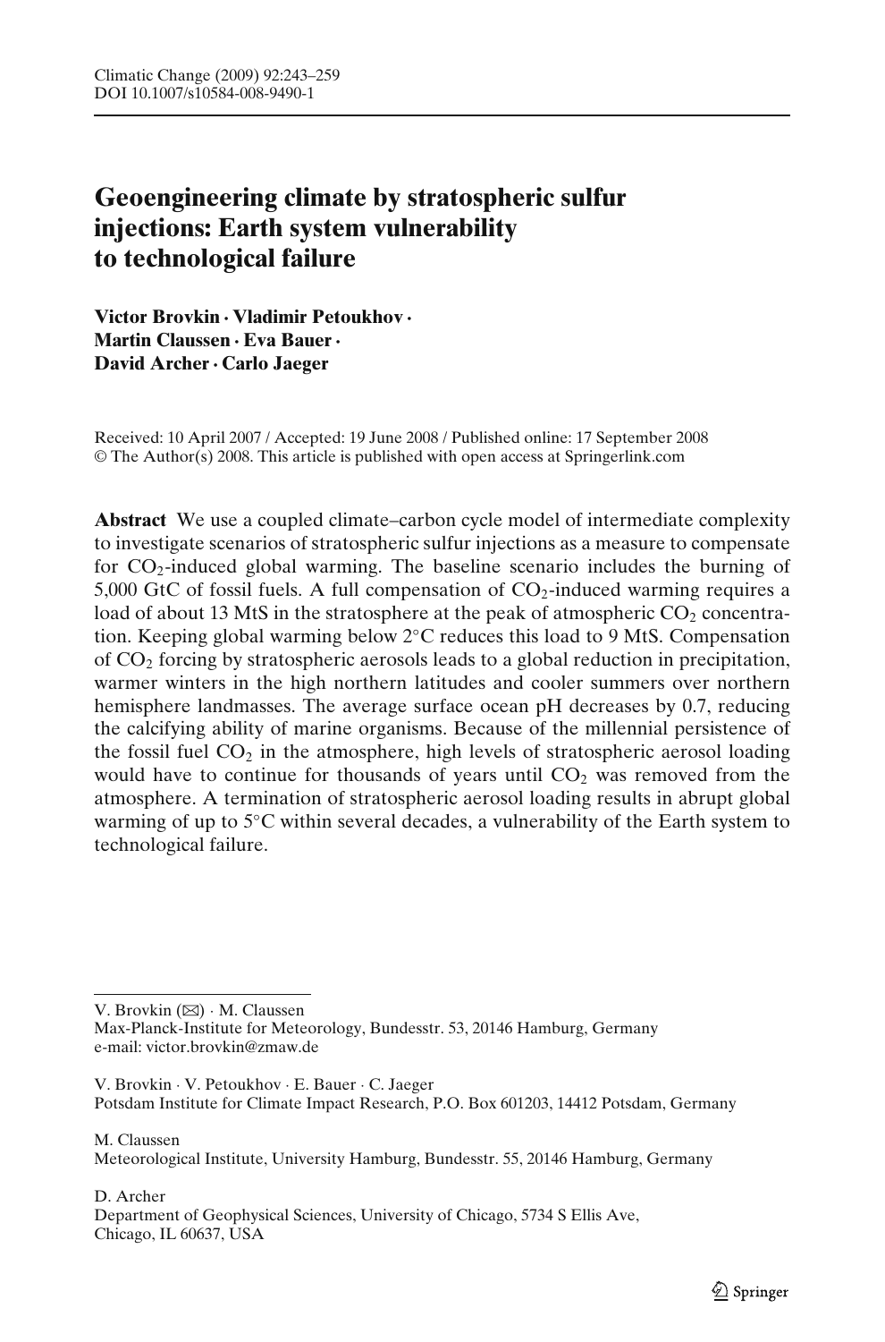# Geoengineering climate by stratospheric sulfur injections: Earth system vulnerability to technological failure

**Victor Brovkin · Vladimir Petoukhov · Martin Claussen · Eva Bauer · David Archer · Carlo Jaeger**

Received: 10 April 2007 / Accepted: 19 June 2008 / Published online: 17 September 2008
© The Author(s) 2008. This article is published with open access at Springerlink.com

**Abstract** We use a coupled climate–carbon cycle model of intermediate complexity to investigate scenarios of stratospheric sulfur injections as a measure to compensate for $CO_2$-induced global warming. The baseline scenario includes the burning of 5,000 GtC of fossil fuels. A full compensation of $CO_2$-induced warming requires a load of about 13 MtS in the stratosphere at the peak of atmospheric $CO_2$ concentration. Keeping global warming below 2°C reduces this load to 9 MtS. Compensation of $CO_2$ forcing by stratospheric aerosols leads to a global reduction in precipitation, warmer winters in the high northern latitudes and cooler summers over northern hemisphere landmasses. The average surface ocean pH decreases by 0.7, reducing the calcifying ability of marine organisms. Because of the millennial persistence of the fossil fuel $CO_2$ in the atmosphere, high levels of stratospheric aerosol loading would have to continue for thousands of years until $CO_2$ was removed from the atmosphere. A termination of stratospheric aerosol loading results in abrupt global warming of up to 5°C within several decades, a vulnerability of the Earth system to technological failure.

---

V. Brovkin (✉) · M. Claussen
Max-Planck-Institute for Meteorology, Bundesstr. 53, 20146 Hamburg, Germany
e-mail: victor.brovkin@zmaw.de

V. Brovkin · V. Petoukhov · E. Bauer · C. Jaeger
Potsdam Institute for Climate Impact Research, P.O. Box 601203, 14412 Potsdam, Germany

M. Claussen
Meteorological Institute, University Hamburg, Bundesstr. 55, 20146 Hamburg, Germany

D. Archer
Department of Geophysical Sciences, University of Chicago, 5734 S Ellis Ave, Chicago, IL 60637, USA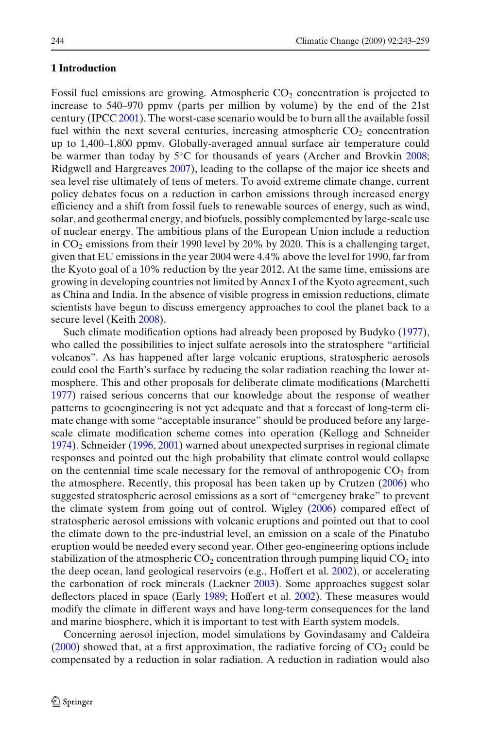## 1 Introduction

Fossil fuel emissions are growing. Atmospheric $CO_2$ concentration is projected to increase to 540–970 ppmv (parts per million by volume) by the end of the 21st century (IPCC 2001). The worst-case scenario would be to burn all the available fossil fuel within the next several centuries, increasing atmospheric $CO_2$ concentration up to 1,400–1,800 ppmv. Globally-averaged annual surface air temperature could be warmer than today by 5°C for thousands of years (Archer and Brovkin 2008; Ridgwell and Hargreaves 2007), leading to the collapse of the major ice sheets and sea level rise ultimately of tens of meters. To avoid extreme climate change, current policy debates focus on a reduction in carbon emissions through increased energy efficiency and a shift from fossil fuels to renewable sources of energy, such as wind, solar, and geothermal energy, and biofuels, possibly complemented by large-scale use of nuclear energy. The ambitious plans of the European Union include a reduction in $CO_2$ emissions from their 1990 level by 20% by 2020. This is a challenging target, given that EU emissions in the year 2004 were 4.4% above the level for 1990, far from the Kyoto goal of a 10% reduction by the year 2012. At the same time, emissions are growing in developing countries not limited by Annex I of the Kyoto agreement, such as China and India. In the absence of visible progress in emission reductions, climate scientists have begun to discuss emergency approaches to cool the planet back to a secure level (Keith 2008).

Such climate modification options had already been proposed by Budyko (1977), who called the possibilities to inject sulfate aerosols into the stratosphere "artificial volcanos". As has happened after large volcanic eruptions, stratospheric aerosols could cool the Earth's surface by reducing the solar radiation reaching the lower atmosphere. This and other proposals for deliberate climate modifications (Marchetti 1977) raised serious concerns that our knowledge about the response of weather patterns to geoengineering is not yet adequate and that a forecast of long-term climate change with some "acceptable insurance" should be produced before any large-scale climate modification scheme comes into operation (Kellogg and Schneider 1974). Schneider (1996, 2001) warned about unexpected surprises in regional climate responses and pointed out the high probability that climate control would collapse on the centennial time scale necessary for the removal of anthropogenic $CO_2$ from the atmosphere. Recently, this proposal has been taken up by Crutzen (2006) who suggested stratospheric aerosol emissions as a sort of "emergency brake" to prevent the climate system from going out of control. Wigley (2006) compared effect of stratospheric aerosol emissions with volcanic eruptions and pointed out that to cool the climate down to the pre-industrial level, an emission on a scale of the Pinatubo eruption would be needed every second year. Other geo-engineering options include stabilization of the atmospheric $CO_2$ concentration through pumping liquid $CO_2$ into the deep ocean, land geological reservoirs (e.g., Hoffert et al. 2002), or accelerating the carbonation of rock minerals (Lackner 2003). Some approaches suggest solar deflectors placed in space (Early 1989; Hoffert et al. 2002). These measures would modify the climate in different ways and have long-term consequences for the land and marine biosphere, which it is important to test with Earth system models.

Concerning aerosol injection, model simulations by Govindasamy and Caldeira (2000) showed that, at a first approximation, the radiative forcing of $CO_2$ could be compensated by a reduction in solar radiation. A reduction in radiation would also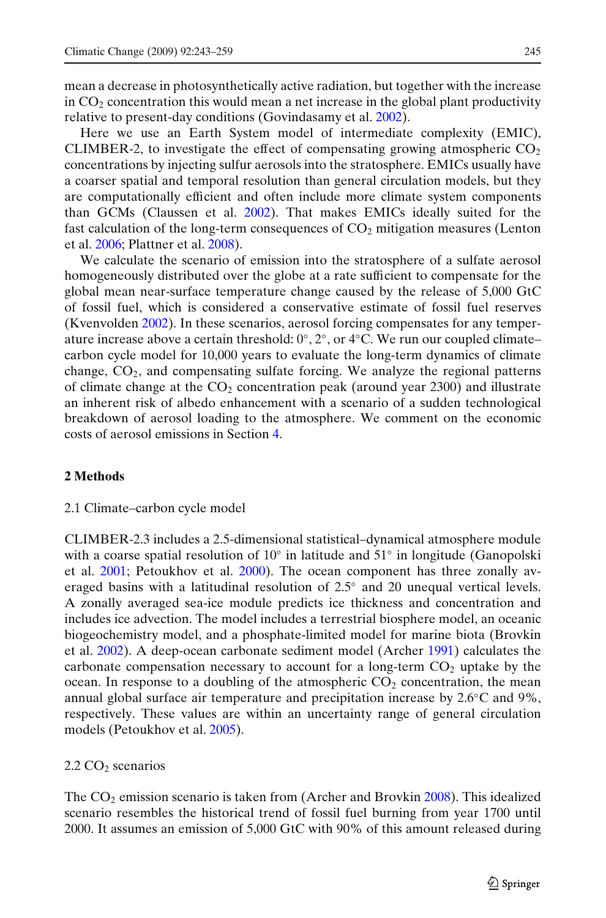mean a decrease in photosynthetically active radiation, but together with the increase in $CO_2$ concentration this would mean a net increase in the global plant productivity relative to present-day conditions (Govindasamy et al. 2002).

Here we use an Earth System model of intermediate complexity (EMIC), CLIMBER-2, to investigate the effect of compensating growing atmospheric $CO_2$ concentrations by injecting sulfur aerosols into the stratosphere. EMICs usually have a coarser spatial and temporal resolution than general circulation models, but they are computationally efficient and often include more climate system components than GCMs (Claussen et al. 2002). That makes EMICs ideally suited for the fast calculation of the long-term consequences of $CO_2$ mitigation measures (Lenton et al. 2006; Plattner et al. 2008).

We calculate the scenario of emission into the stratosphere of a sulfate aerosol homogeneously distributed over the globe at a rate sufficient to compensate for the global mean near-surface temperature change caused by the release of 5,000 GtC of fossil fuel, which is considered a conservative estimate of fossil fuel reserves (Kvenvolden 2002). In these scenarios, aerosol forcing compensates for any temperature increase above a certain threshold: 0°, 2°, or 4°C. We run our coupled climate–carbon cycle model for 10,000 years to evaluate the long-term dynamics of climate change, $CO_2$, and compensating sulfate forcing. We analyze the regional patterns of climate change at the $CO_2$ concentration peak (around year 2300) and illustrate an inherent risk of albedo enhancement with a scenario of a sudden technological breakdown of aerosol loading to the atmosphere. We comment on the economic costs of aerosol emissions in Section 4.

## 2 Methods

### 2.1 Climate–carbon cycle model

CLIMBER-2.3 includes a 2.5-dimensional statistical–dynamical atmosphere module with a coarse spatial resolution of 10° in latitude and 51° in longitude (Ganopolski et al. 2001; Petoukhov et al. 2000). The ocean component has three zonally averaged basins with a latitudinal resolution of 2.5° and 20 unequal vertical levels. A zonally averaged sea-ice module predicts ice thickness and concentration and includes ice advection. The model includes a terrestrial biosphere model, an oceanic biogeochemistry model, and a phosphate-limited model for marine biota (Brovkin et al. 2002). A deep-ocean carbonate sediment model (Archer 1991) calculates the carbonate compensation necessary to account for a long-term $CO_2$ uptake by the ocean. In response to a doubling of the atmospheric $CO_2$ concentration, the mean annual global surface air temperature and precipitation increase by 2.6°C and 9%, respectively. These values are within an uncertainty range of general circulation models (Petoukhov et al. 2005).

### 2.2 $CO_2$ scenarios

The $CO_2$ emission scenario is taken from (Archer and Brovkin 2008). This idealized scenario resembles the historical trend of fossil fuel burning from year 1700 until 2000. It assumes an emission of 5,000 GtC with 90% of this amount released during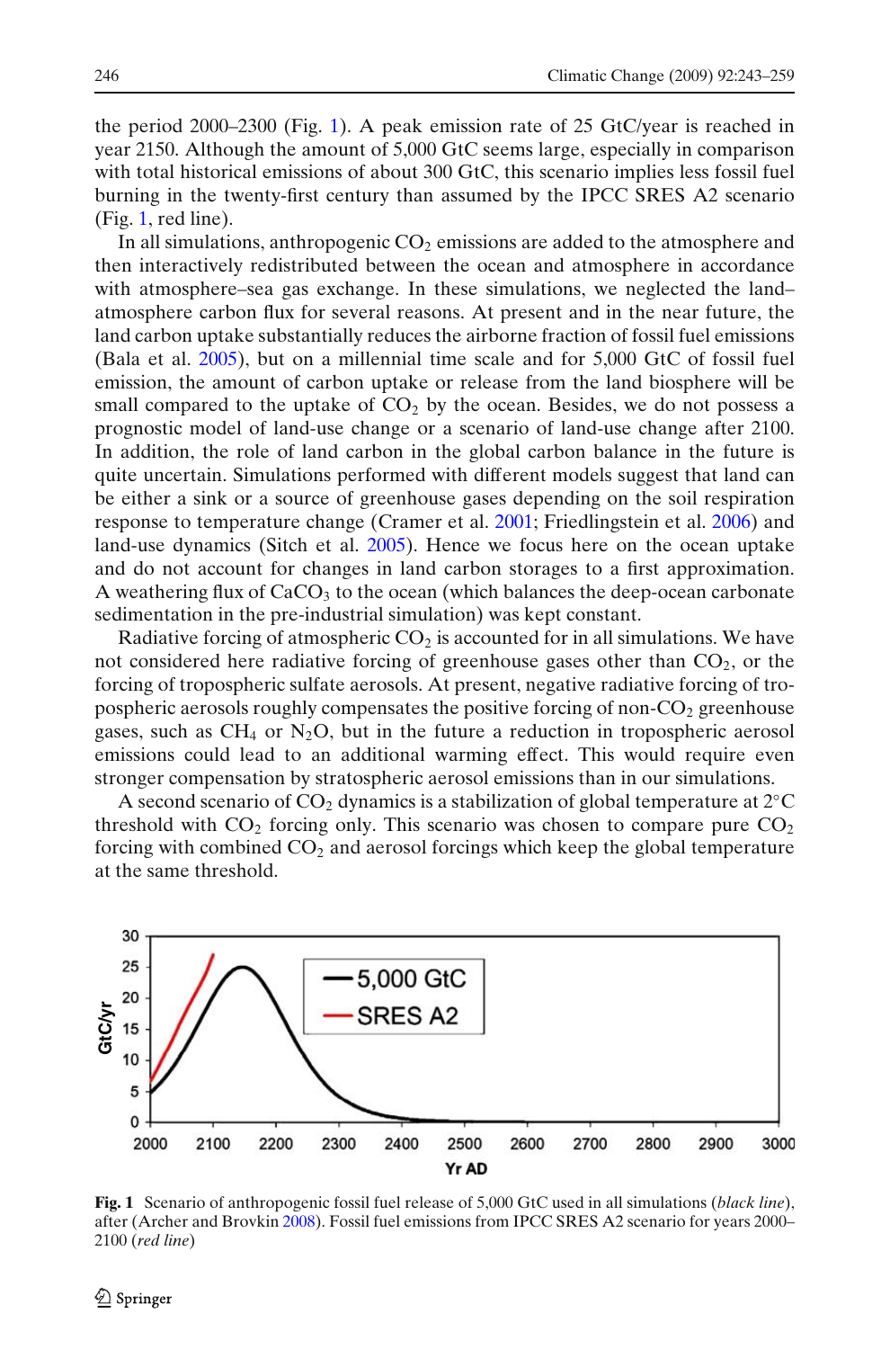the period 2000–2300 (Fig. 1). A peak emission rate of 25 GtC/year is reached in year 2150. Although the amount of 5,000 GtC seems large, especially in comparison with total historical emissions of about 300 GtC, this scenario implies less fossil fuel burning in the twenty-first century than assumed by the IPCC SRES A2 scenario (Fig. 1, red line).

In all simulations, anthropogenic $CO_2$ emissions are added to the atmosphere and then interactively redistributed between the ocean and atmosphere in accordance with atmosphere–sea gas exchange. In these simulations, we neglected the land–atmosphere carbon flux for several reasons. At present and in the near future, the land carbon uptake substantially reduces the airborne fraction of fossil fuel emissions (Bala et al. 2005), but on a millennial time scale and for 5,000 GtC of fossil fuel emission, the amount of carbon uptake or release from the land biosphere will be small compared to the uptake of $CO_2$ by the ocean. Besides, we do not possess a prognostic model of land-use change or a scenario of land-use change after 2100. In addition, the role of land carbon in the global carbon balance in the future is quite uncertain. Simulations performed with different models suggest that land can be either a sink or a source of greenhouse gases depending on the soil respiration response to temperature change (Cramer et al. 2001; Friedlingstein et al. 2006) and land-use dynamics (Sitch et al. 2005). Hence we focus here on the ocean uptake and do not account for changes in land carbon storages to a first approximation. A weathering flux of $CaCO_3$ to the ocean (which balances the deep-ocean carbonate sedimentation in the pre-industrial simulation) was kept constant.

Radiative forcing of atmospheric $CO_2$ is accounted for in all simulations. We have not considered here radiative forcing of greenhouse gases other than $CO_2$, or the forcing of tropospheric sulfate aerosols. At present, negative radiative forcing of tropospheric aerosols roughly compensates the positive forcing of non-$CO_2$ greenhouse gases, such as $CH_4$ or $N_2O$, but in the future a reduction in tropospheric aerosol emissions could lead to an additional warming effect. This would require even stronger compensation by stratospheric aerosol emissions than in our simulations.

A second scenario of $CO_2$ dynamics is a stabilization of global temperature at 2°C threshold with $CO_2$ forcing only. This scenario was chosen to compare pure $CO_2$ forcing with combined $CO_2$ and aerosol forcings which keep the global temperature at the same threshold.

**Fig. 1** Scenario of anthropogenic fossil fuel release of 5,000 GtC used in all simulations (*black line*), after (Archer and Brovkin 2008). Fossil fuel emissions from IPCC SRES A2 scenario for years 2000–2100 (*red line*)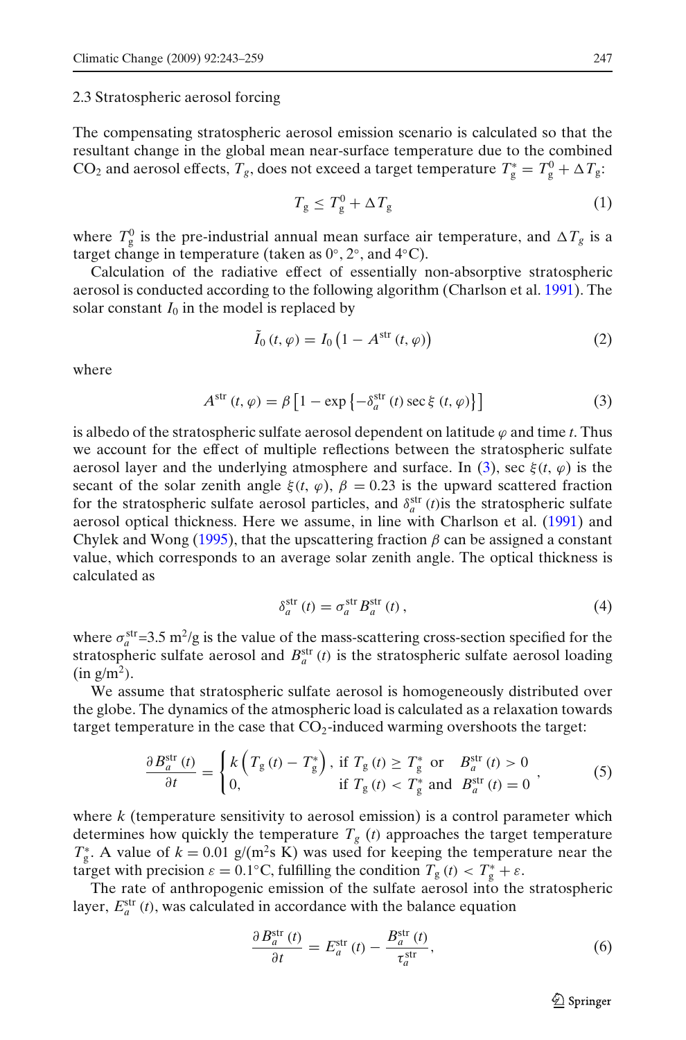### 2.3 Stratospheric aerosol forcing

The compensating stratospheric aerosol emission scenario is calculated so that the resultant change in the global mean near-surface temperature due to the combined $CO_2$ and aerosol effects, $T_g$, does not exceed a target temperature $T_g^* = T_g^0 + \Delta T_g$:

$$T_g \leq T_g^0 + \Delta T_g \tag{1}$$

where $T_g^0$ is the pre-industrial annual mean surface air temperature, and $\Delta T_g$ is a target change in temperature (taken as 0°, 2°, and 4°C).

Calculation of the radiative effect of essentially non-absorptive stratospheric aerosol is conducted according to the following algorithm (Charlson et al. 1991). The solar constant $I_0$ in the model is replaced by

$$\tilde{I}_0(t, \varphi) = I_0 \left(1 - A^{\mathrm{str}}(t, \varphi)\right) \tag{2}$$

where

$$A^{\mathrm{str}}(t, \varphi) = \beta \left[1 - \exp\left\{-\delta_a^{\mathrm{str}}(t) \sec \xi(t, \varphi)\right\}\right] \tag{3}$$

is albedo of the stratospheric sulfate aerosol dependent on latitude $\varphi$ and time $t$. Thus we account for the effect of multiple reflections between the stratospheric sulfate aerosol layer and the underlying atmosphere and surface. In (3), $\sec \xi(t, \varphi)$ is the secant of the solar zenith angle $\xi(t, \varphi)$, $\beta = 0.23$ is the upward scattered fraction for the stratospheric sulfate aerosol particles, and $\delta_a^{\mathrm{str}}(t)$is the stratospheric sulfate aerosol optical thickness. Here we assume, in line with Charlson et al. (1991) and Chylek and Wong (1995), that the upscattering fraction $\beta$ can be assigned a constant value, which corresponds to an average solar zenith angle. The optical thickness is calculated as

$$\delta_a^{\mathrm{str}}(t) = \sigma_a^{\mathrm{str}} B_a^{\mathrm{str}}(t), \tag{4}$$

where $\sigma_a^{\mathrm{str}}$=3.5 m$^2$/g is the value of the mass-scattering cross-section specified for the stratospheric sulfate aerosol and $B_a^{\mathrm{str}}(t)$ is the stratospheric sulfate aerosol loading (in g/m$^2$).

We assume that stratospheric sulfate aerosol is homogeneously distributed over the globe. The dynamics of the atmospheric load is calculated as a relaxation towards target temperature in the case that $CO_2$-induced warming overshoots the target:

$$\frac{\partial B_a^{\mathrm{str}}(t)}{\partial t} = \begin{cases} k\left(T_g(t) - T_g^*\right), & \text{if } T_g(t) \geq T_g^* \text{ or } \;\; B_a^{\mathrm{str}}(t) > 0 \\ 0, & \text{if } T_g(t) < T_g^* \text{ and } \;\; B_a^{\mathrm{str}}(t) = 0 \end{cases}, \tag{5}$$

where $k$ (temperature sensitivity to aerosol emission) is a control parameter which determines how quickly the temperature $T_g(t)$ approaches the target temperature $T_g^*$. A value of $k = 0.01$ g/(m$^2$s K) was used for keeping the temperature near the target with precision $\varepsilon = 0.1$°C, fulfilling the condition $T_g(t) < T_g^* + \varepsilon$.

The rate of anthropogenic emission of the sulfate aerosol into the stratospheric layer, $E_a^{\mathrm{str}}(t)$, was calculated in accordance with the balance equation

$$\frac{\partial B_a^{\mathrm{str}}(t)}{\partial t} = E_a^{\mathrm{str}}(t) - \frac{B_a^{\mathrm{str}}(t)}{\tau_a^{\mathrm{str}}}, \tag{6}$$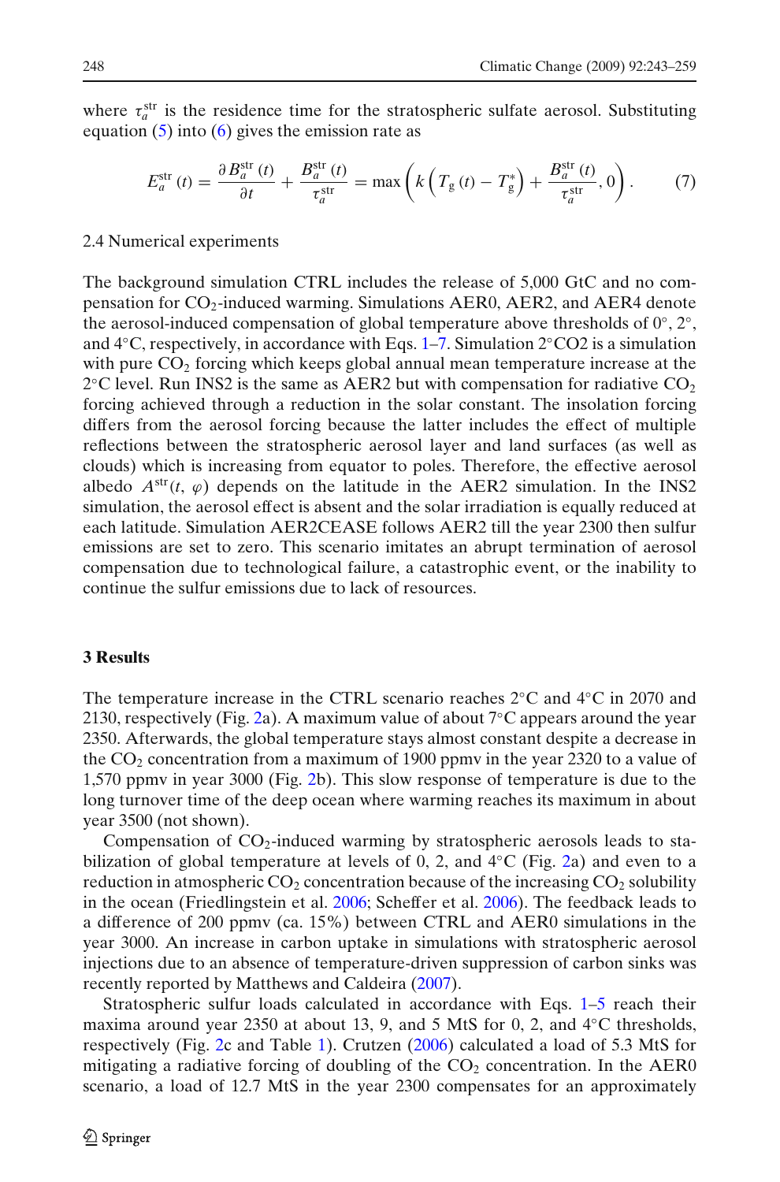where $\tau_a^{\mathrm{str}}$ is the residence time for the stratospheric sulfate aerosol. Substituting equation (5) into (6) gives the emission rate as

$$E_a^{\mathrm{str}}(t) = \frac{\partial B_a^{\mathrm{str}}(t)}{\partial t} + \frac{B_a^{\mathrm{str}}(t)}{\tau_a^{\mathrm{str}}} = \max\left(k\left(T_{\mathrm{g}}(t) - T_{\mathrm{g}}^{*}\right) + \frac{B_a^{\mathrm{str}}(t)}{\tau_a^{\mathrm{str}}}, 0\right). \tag{7}$$

### 2.4 Numerical experiments

The background simulation CTRL includes the release of 5,000 GtC and no compensation for $CO_2$-induced warming. Simulations AER0, AER2, and AER4 denote the aerosol-induced compensation of global temperature above thresholds of 0°, 2°, and 4°C, respectively, in accordance with Eqs. 1–7. Simulation 2°CO2 is a simulation with pure $CO_2$ forcing which keeps global annual mean temperature increase at the 2°C level. Run INS2 is the same as AER2 but with compensation for radiative $CO_2$ forcing achieved through a reduction in the solar constant. The insolation forcing differs from the aerosol forcing because the latter includes the effect of multiple reflections between the stratospheric aerosol layer and land surfaces (as well as clouds) which is increasing from equator to poles. Therefore, the effective aerosol albedo $A^{\mathrm{str}}(t, \varphi)$ depends on the latitude in the AER2 simulation. In the INS2 simulation, the aerosol effect is absent and the solar irradiation is equally reduced at each latitude. Simulation AER2CEASE follows AER2 till the year 2300 then sulfur emissions are set to zero. This scenario imitates an abrupt termination of aerosol compensation due to technological failure, a catastrophic event, or the inability to continue the sulfur emissions due to lack of resources.

## 3 Results

The temperature increase in the CTRL scenario reaches 2°C and 4°C in 2070 and 2130, respectively (Fig. 2a). A maximum value of about 7°C appears around the year 2350. Afterwards, the global temperature stays almost constant despite a decrease in the $CO_2$ concentration from a maximum of 1900 ppmv in the year 2320 to a value of 1,570 ppmv in year 3000 (Fig. 2b). This slow response of temperature is due to the long turnover time of the deep ocean where warming reaches its maximum in about year 3500 (not shown).

Compensation of $CO_2$-induced warming by stratospheric aerosols leads to stabilization of global temperature at levels of 0, 2, and 4°C (Fig. 2a) and even to a reduction in atmospheric $CO_2$ concentration because of the increasing $CO_2$ solubility in the ocean (Friedlingstein et al. 2006; Scheffer et al. 2006). The feedback leads to a difference of 200 ppmv (ca. 15%) between CTRL and AER0 simulations in the year 3000. An increase in carbon uptake in simulations with stratospheric aerosol injections due to an absence of temperature-driven suppression of carbon sinks was recently reported by Matthews and Caldeira (2007).

Stratospheric sulfur loads calculated in accordance with Eqs. 1–5 reach their maxima around year 2350 at about 13, 9, and 5 MtS for 0, 2, and 4°C thresholds, respectively (Fig. 2c and Table 1). Crutzen (2006) calculated a load of 5.3 MtS for mitigating a radiative forcing of doubling of the $CO_2$ concentration. In the AER0 scenario, a load of 12.7 MtS in the year 2300 compensates for an approximately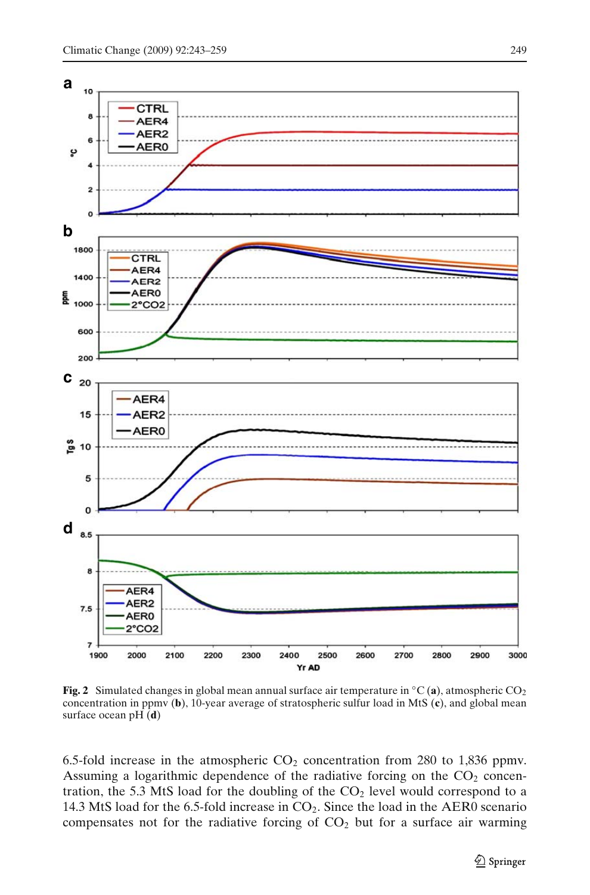**Fig. 2** Simulated changes in global mean annual surface air temperature in °C (**a**), atmospheric $CO_2$ concentration in ppmv (**b**), 10-year average of stratospheric sulfur load in MtS (**c**), and global mean surface ocean pH (**d**)

6.5-fold increase in the atmospheric $CO_2$ concentration from 280 to 1,836 ppmv. Assuming a logarithmic dependence of the radiative forcing on the $CO_2$ concentration, the 5.3 MtS load for the doubling of the $CO_2$ level would correspond to a 14.3 MtS load for the 6.5-fold increase in $CO_2$. Since the load in the AER0 scenario compensates not for the radiative forcing of $CO_2$ but for a surface air warming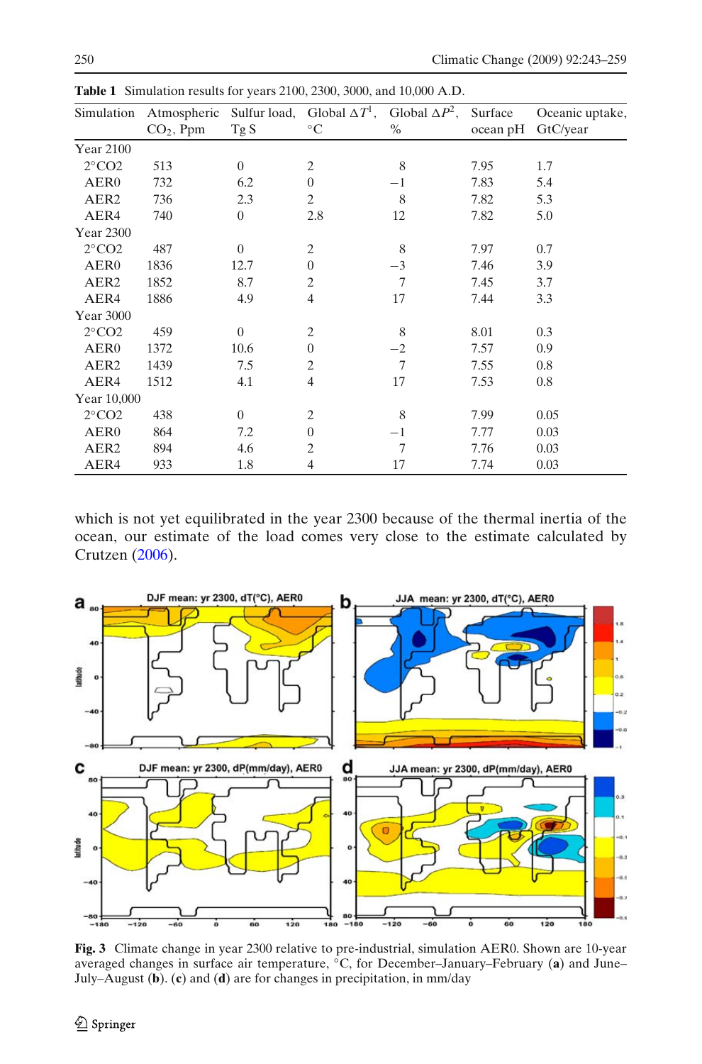**Table 1** Simulation results for years 2100, 2300, 3000, and 10,000 A.D.

| Simulation | Atmospheric $CO_2$, Ppm | Sulfur load, Tg S | Global $\Delta T^1$, °C | Global $\Delta P^2$, % | Surface ocean pH | Oceanic uptake, GtC/year |
|---|---|---|---|---|---|---|
| Year 2100 | | | | | | |
| 2°CO2 | 513 | 0 | 2 | 8 | 7.95 | 1.7 |
| AER0 | 732 | 6.2 | 0 | −1 | 7.83 | 5.4 |
| AER2 | 736 | 2.3 | 2 | 8 | 7.82 | 5.3 |
| AER4 | 740 | 0 | 2.8 | 12 | 7.82 | 5.0 |
| Year 2300 | | | | | | |
| 2°CO2 | 487 | 0 | 2 | 8 | 7.97 | 0.7 |
| AER0 | 1836 | 12.7 | 0 | −3 | 7.46 | 3.9 |
| AER2 | 1852 | 8.7 | 2 | 7 | 7.45 | 3.7 |
| AER4 | 1886 | 4.9 | 4 | 17 | 7.44 | 3.3 |
| Year 3000 | | | | | | |
| 2°CO2 | 459 | 0 | 2 | 8 | 8.01 | 0.3 |
| AER0 | 1372 | 10.6 | 0 | −2 | 7.57 | 0.9 |
| AER2 | 1439 | 7.5 | 2 | 7 | 7.55 | 0.8 |
| AER4 | 1512 | 4.1 | 4 | 17 | 7.53 | 0.8 |
| Year 10,000 | | | | | | |
| 2°CO2 | 438 | 0 | 2 | 8 | 7.99 | 0.05 |
| AER0 | 864 | 7.2 | 0 | −1 | 7.77 | 0.03 |
| AER2 | 894 | 4.6 | 2 | 7 | 7.76 | 0.03 |
| AER4 | 933 | 1.8 | 4 | 17 | 7.74 | 0.03 |

which is not yet equilibrated in the year 2300 because of the thermal inertia of the ocean, our estimate of the load comes very close to the estimate calculated by Crutzen (2006).

**Fig. 3** Climate change in year 2300 relative to pre-industrial, simulation AER0. Shown are 10-year averaged changes in surface air temperature, °C, for December–January–February (**a**) and June–July–August (**b**). (**c**) and (**d**) are for changes in precipitation, in mm/day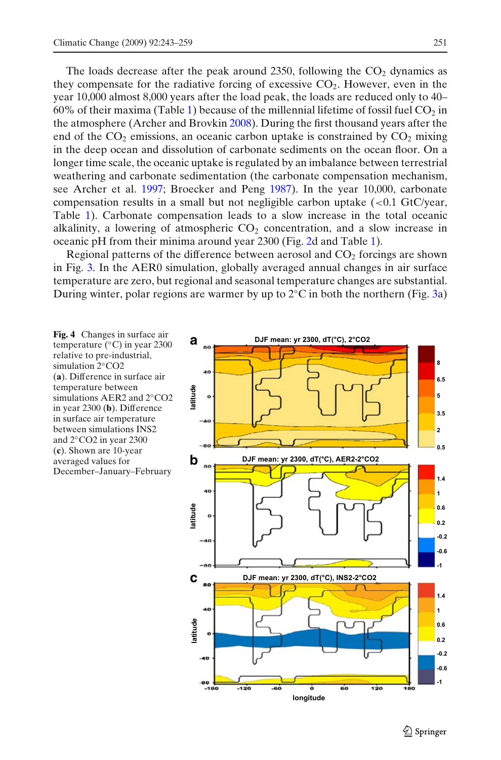The loads decrease after the peak around 2350, following the $CO_2$ dynamics as they compensate for the radiative forcing of excessive $CO_2$. However, even in the year 10,000 almost 8,000 years after the load peak, the loads are reduced only to 40–60% of their maxima (Table 1) because of the millennial lifetime of fossil fuel $CO_2$ in the atmosphere (Archer and Brovkin 2008). During the first thousand years after the end of the $CO_2$ emissions, an oceanic carbon uptake is constrained by $CO_2$ mixing in the deep ocean and dissolution of carbonate sediments on the ocean floor. On a longer time scale, the oceanic uptake is regulated by an imbalance between terrestrial weathering and carbonate sedimentation (the carbonate compensation mechanism, see Archer et al. 1997; Broecker and Peng 1987). In the year 10,000, carbonate compensation results in a small but not negligible carbon uptake (<0.1 GtC/year, Table 1). Carbonate compensation leads to a slow increase in the total oceanic alkalinity, a lowering of atmospheric $CO_2$ concentration, and a slow increase in oceanic pH from their minima around year 2300 (Fig. 2d and Table 1).

Regional patterns of the difference between aerosol and $CO_2$ forcings are shown in Fig. 3. In the AER0 simulation, globally averaged annual changes in air surface temperature are zero, but regional and seasonal temperature changes are substantial. During winter, polar regions are warmer by up to 2°C in both the northern (Fig. 3a)

**Fig. 4** Changes in surface air temperature (°C) in year 2300 relative to pre-industrial, simulation 2°CO2 (**a**). Difference in surface air temperature between simulations AER2 and 2°CO2 in year 2300 (**b**). Difference in surface air temperature between simulations INS2 and 2°CO2 in year 2300 (**c**). Shown are 10-year averaged values for December–January–February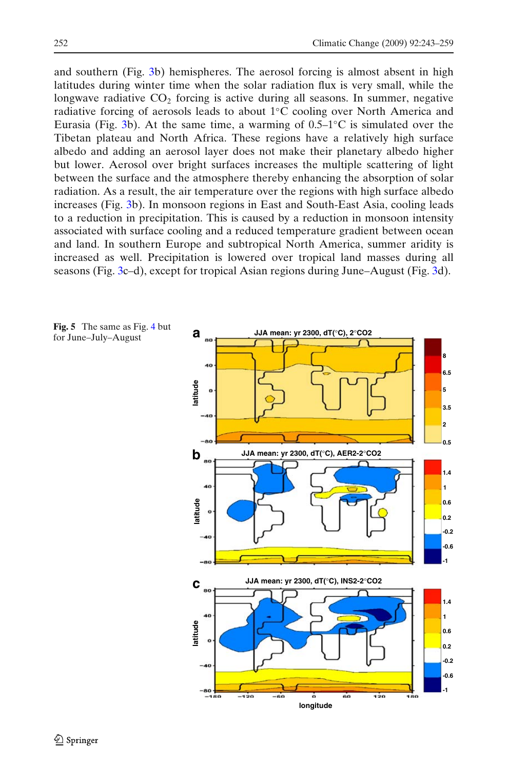and southern (Fig. 3b) hemispheres. The aerosol forcing is almost absent in high latitudes during winter time when the solar radiation flux is very small, while the longwave radiative $CO_2$ forcing is active during all seasons. In summer, negative radiative forcing of aerosols leads to about 1°C cooling over North America and Eurasia (Fig. 3b). At the same time, a warming of 0.5–1°C is simulated over the Tibetan plateau and North Africa. These regions have a relatively high surface albedo and adding an aerosol layer does not make their planetary albedo higher but lower. Aerosol over bright surfaces increases the multiple scattering of light between the surface and the atmosphere thereby enhancing the absorption of solar radiation. As a result, the air temperature over the regions with high surface albedo increases (Fig. 3b). In monsoon regions in East and South-East Asia, cooling leads to a reduction in precipitation. This is caused by a reduction in monsoon intensity associated with surface cooling and a reduced temperature gradient between ocean and land. In southern Europe and subtropical North America, summer aridity is increased as well. Precipitation is lowered over tropical land masses during all seasons (Fig. 3c–d), except for tropical Asian regions during June–August (Fig. 3d).

**Fig. 5** The same as Fig. 4 but for June–July–August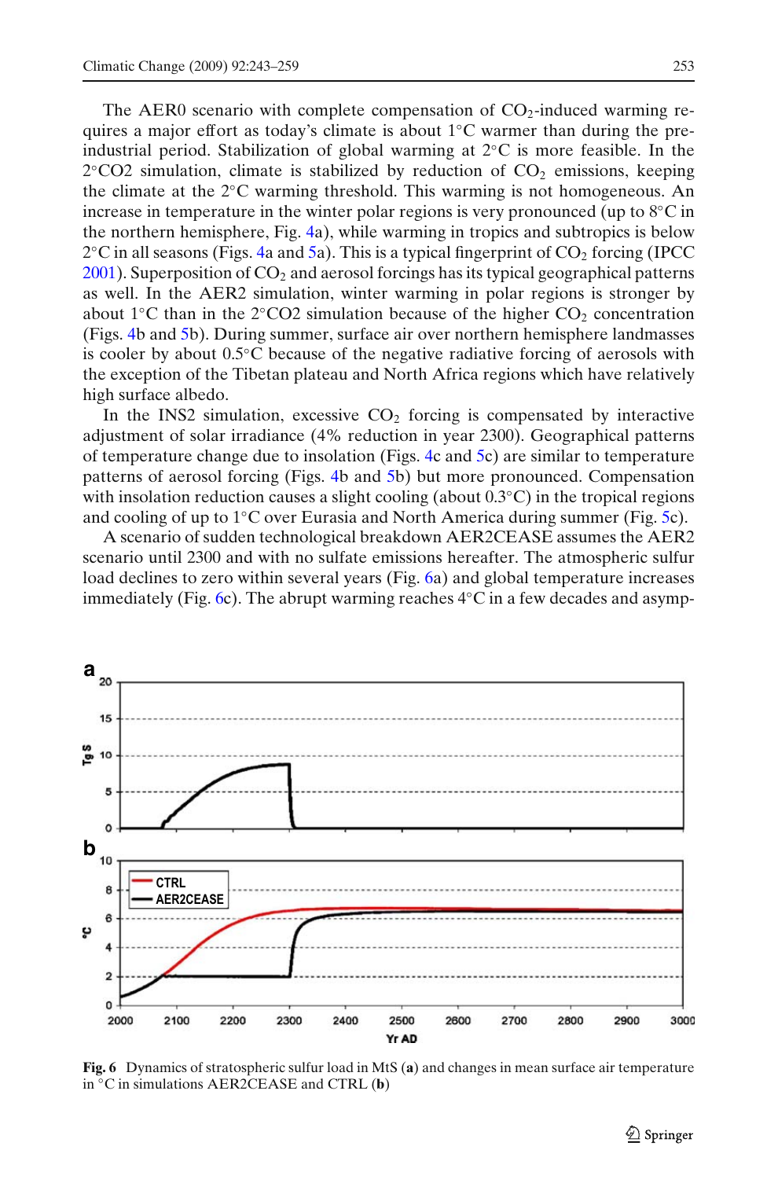The AER0 scenario with complete compensation of $CO_2$-induced warming requires a major effort as today's climate is about 1°C warmer than during the pre-industrial period. Stabilization of global warming at 2°C is more feasible. In the 2°CO2 simulation, climate is stabilized by reduction of $CO_2$ emissions, keeping the climate at the 2°C warming threshold. This warming is not homogeneous. An increase in temperature in the winter polar regions is very pronounced (up to 8°C in the northern hemisphere, Fig. 4a), while warming in tropics and subtropics is below 2°C in all seasons (Figs. 4a and 5a). This is a typical fingerprint of $CO_2$ forcing (IPCC 2001). Superposition of $CO_2$ and aerosol forcings has its typical geographical patterns as well. In the AER2 simulation, winter warming in polar regions is stronger by about 1°C than in the 2°CO2 simulation because of the higher $CO_2$ concentration (Figs. 4b and 5b). During summer, surface air over northern hemisphere landmasses is cooler by about 0.5°C because of the negative radiative forcing of aerosols with the exception of the Tibetan plateau and North Africa regions which have relatively high surface albedo.

In the INS2 simulation, excessive $CO_2$ forcing is compensated by interactive adjustment of solar irradiance (4% reduction in year 2300). Geographical patterns of temperature change due to insolation (Figs. 4c and 5c) are similar to temperature patterns of aerosol forcing (Figs. 4b and 5b) but more pronounced. Compensation with insolation reduction causes a slight cooling (about 0.3°C) in the tropical regions and cooling of up to 1°C over Eurasia and North America during summer (Fig. 5c).

A scenario of sudden technological breakdown AER2CEASE assumes the AER2 scenario until 2300 and with no sulfate emissions hereafter. The atmospheric sulfur load declines to zero within several years (Fig. 6a) and global temperature increases immediately (Fig. 6c). The abrupt warming reaches 4°C in a few decades and asymp-

**Fig. 6** Dynamics of stratospheric sulfur load in MtS (**a**) and changes in mean surface air temperature in °C in simulations AER2CEASE and CTRL (**b**)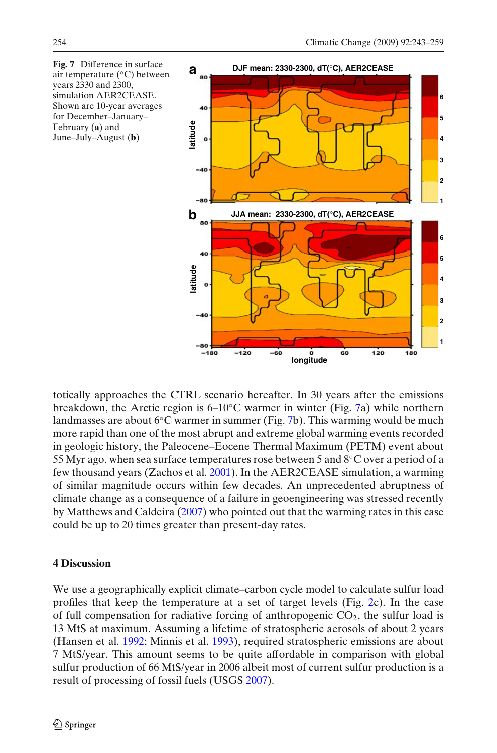**Fig. 7** Difference in surface air temperature (°C) between years 2330 and 2300, simulation AER2CEASE. Shown are 10-year averages for December–January–February (**a**) and June–July–August (**b**)

totically approaches the CTRL scenario hereafter. In 30 years after the emissions breakdown, the Arctic region is 6–10°C warmer in winter (Fig. 7a) while northern landmasses are about 6°C warmer in summer (Fig. 7b). This warming would be much more rapid than one of the most abrupt and extreme global warming events recorded in geologic history, the Paleocene–Eocene Thermal Maximum (PETM) event about 55 Myr ago, when sea surface temperatures rose between 5 and 8°C over a period of a few thousand years (Zachos et al. 2001). In the AER2CEASE simulation, a warming of similar magnitude occurs within few decades. An unprecedented abruptness of climate change as a consequence of a failure in geoengineering was stressed recently by Matthews and Caldeira (2007) who pointed out that the warming rates in this case could be up to 20 times greater than present-day rates.

## 4 Discussion

We use a geographically explicit climate–carbon cycle model to calculate sulfur load profiles that keep the temperature at a set of target levels (Fig. 2c). In the case of full compensation for radiative forcing of anthropogenic $CO_2$, the sulfur load is 13 MtS at maximum. Assuming a lifetime of stratospheric aerosols of about 2 years (Hansen et al. 1992; Minnis et al. 1993), required stratospheric emissions are about 7 MtS/year. This amount seems to be quite affordable in comparison with global sulfur production of 66 MtS/year in 2006 albeit most of current sulfur production is a result of processing of fossil fuels (USGS 2007).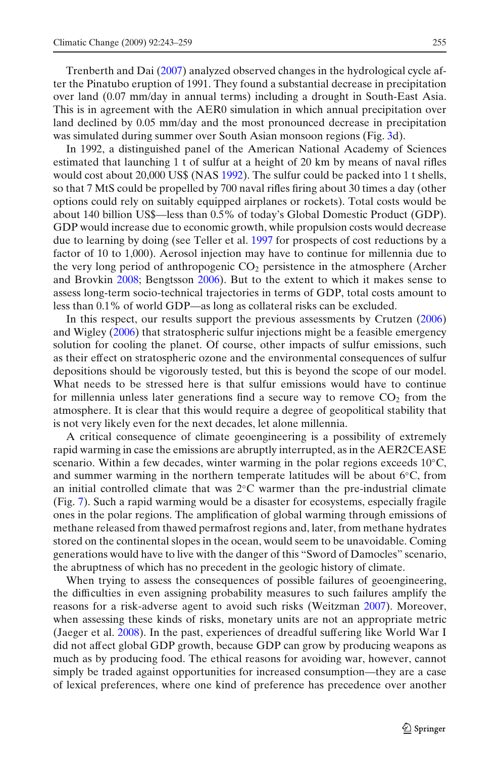Trenberth and Dai (2007) analyzed observed changes in the hydrological cycle after the Pinatubo eruption of 1991. They found a substantial decrease in precipitation over land (0.07 mm/day in annual terms) including a drought in South-East Asia. This is in agreement with the AER0 simulation in which annual precipitation over land declined by 0.05 mm/day and the most pronounced decrease in precipitation was simulated during summer over South Asian monsoon regions (Fig. 3d).

In 1992, a distinguished panel of the American National Academy of Sciences estimated that launching 1 t of sulfur at a height of 20 km by means of naval rifles would cost about 20,000 US$ (NAS 1992). The sulfur could be packed into 1 t shells, so that 7 MtS could be propelled by 700 naval rifles firing about 30 times a day (other options could rely on suitably equipped airplanes or rockets). Total costs would be about 140 billion US$—less than 0.5% of today's Global Domestic Product (GDP). GDP would increase due to economic growth, while propulsion costs would decrease due to learning by doing (see Teller et al. 1997 for prospects of cost reductions by a factor of 10 to 1,000). Aerosol injection may have to continue for millennia due to the very long period of anthropogenic $CO_2$ persistence in the atmosphere (Archer and Brovkin 2008; Bengtsson 2006). But to the extent to which it makes sense to assess long-term socio-technical trajectories in terms of GDP, total costs amount to less than 0.1% of world GDP—as long as collateral risks can be excluded.

In this respect, our results support the previous assessments by Crutzen (2006) and Wigley (2006) that stratospheric sulfur injections might be a feasible emergency solution for cooling the planet. Of course, other impacts of sulfur emissions, such as their effect on stratospheric ozone and the environmental consequences of sulfur depositions should be vigorously tested, but this is beyond the scope of our model. What needs to be stressed here is that sulfur emissions would have to continue for millennia unless later generations find a secure way to remove $CO_2$ from the atmosphere. It is clear that this would require a degree of geopolitical stability that is not very likely even for the next decades, let alone millennia.

A critical consequence of climate geoengineering is a possibility of extremely rapid warming in case the emissions are abruptly interrupted, as in the AER2CEASE scenario. Within a few decades, winter warming in the polar regions exceeds 10°C, and summer warming in the northern temperate latitudes will be about 6°C, from an initial controlled climate that was 2°C warmer than the pre-industrial climate (Fig. 7). Such a rapid warming would be a disaster for ecosystems, especially fragile ones in the polar regions. The amplification of global warming through emissions of methane released from thawed permafrost regions and, later, from methane hydrates stored on the continental slopes in the ocean, would seem to be unavoidable. Coming generations would have to live with the danger of this "Sword of Damocles" scenario, the abruptness of which has no precedent in the geologic history of climate.

When trying to assess the consequences of possible failures of geoengineering, the difficulties in even assigning probability measures to such failures amplify the reasons for a risk-adverse agent to avoid such risks (Weitzman 2007). Moreover, when assessing these kinds of risks, monetary units are not an appropriate metric (Jaeger et al. 2008). In the past, experiences of dreadful suffering like World War I did not affect global GDP growth, because GDP can grow by producing weapons as much as by producing food. The ethical reasons for avoiding war, however, cannot simply be traded against opportunities for increased consumption—they are a case of lexical preferences, where one kind of preference has precedence over another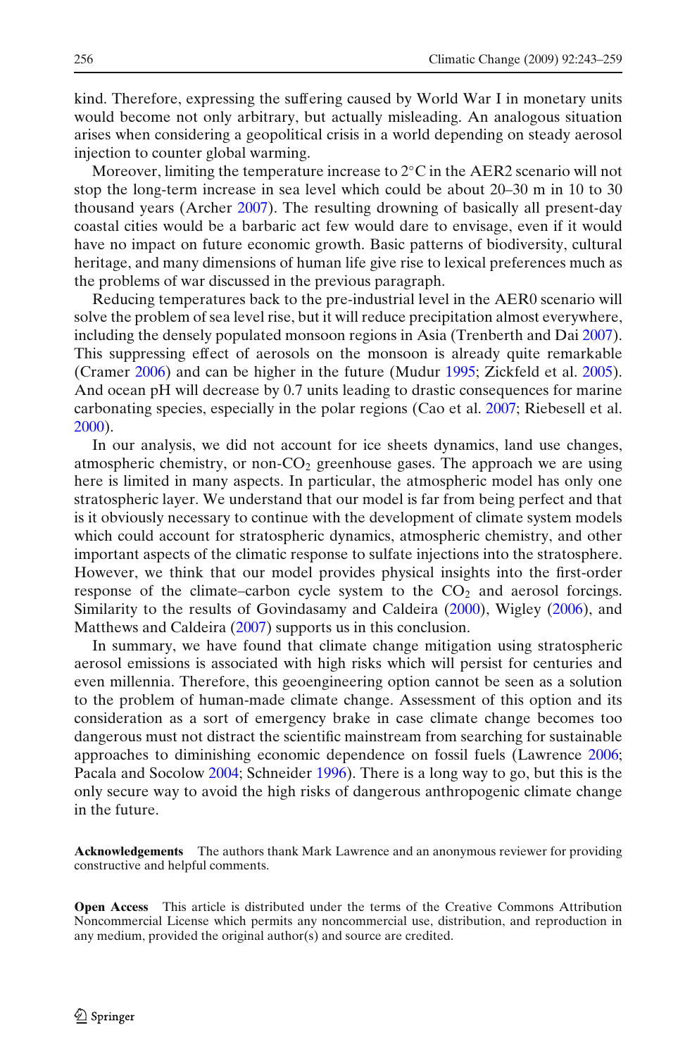kind. Therefore, expressing the suffering caused by World War I in monetary units would become not only arbitrary, but actually misleading. An analogous situation arises when considering a geopolitical crisis in a world depending on steady aerosol injection to counter global warming.

Moreover, limiting the temperature increase to 2°C in the AER2 scenario will not stop the long-term increase in sea level which could be about 20–30 m in 10 to 30 thousand years (Archer 2007). The resulting drowning of basically all present-day coastal cities would be a barbaric act few would dare to envisage, even if it would have no impact on future economic growth. Basic patterns of biodiversity, cultural heritage, and many dimensions of human life give rise to lexical preferences much as the problems of war discussed in the previous paragraph.

Reducing temperatures back to the pre-industrial level in the AER0 scenario will solve the problem of sea level rise, but it will reduce precipitation almost everywhere, including the densely populated monsoon regions in Asia (Trenberth and Dai 2007). This suppressing effect of aerosols on the monsoon is already quite remarkable (Cramer 2006) and can be higher in the future (Mudur 1995; Zickfeld et al. 2005). And ocean pH will decrease by 0.7 units leading to drastic consequences for marine carbonating species, especially in the polar regions (Cao et al. 2007; Riebesell et al. 2000).

In our analysis, we did not account for ice sheets dynamics, land use changes, atmospheric chemistry, or non-$CO_2$ greenhouse gases. The approach we are using here is limited in many aspects. In particular, the atmospheric model has only one stratospheric layer. We understand that our model is far from being perfect and that is it obviously necessary to continue with the development of climate system models which could account for stratospheric dynamics, atmospheric chemistry, and other important aspects of the climatic response to sulfate injections into the stratosphere. However, we think that our model provides physical insights into the first-order response of the climate–carbon cycle system to the $CO_2$ and aerosol forcings. Similarity to the results of Govindasamy and Caldeira (2000), Wigley (2006), and Matthews and Caldeira (2007) supports us in this conclusion.

In summary, we have found that climate change mitigation using stratospheric aerosol emissions is associated with high risks which will persist for centuries and even millennia. Therefore, this geoengineering option cannot be seen as a solution to the problem of human-made climate change. Assessment of this option and its consideration as a sort of emergency brake in case climate change becomes too dangerous must not distract the scientific mainstream from searching for sustainable approaches to diminishing economic dependence on fossil fuels (Lawrence 2006; Pacala and Socolow 2004; Schneider 1996). There is a long way to go, but this is the only secure way to avoid the high risks of dangerous anthropogenic climate change in the future.

**Acknowledgements** The authors thank Mark Lawrence and an anonymous reviewer for providing constructive and helpful comments.

**Open Access** This article is distributed under the terms of the Creative Commons Attribution Noncommercial License which permits any noncommercial use, distribution, and reproduction in any medium, provided the original author(s) and source are credited.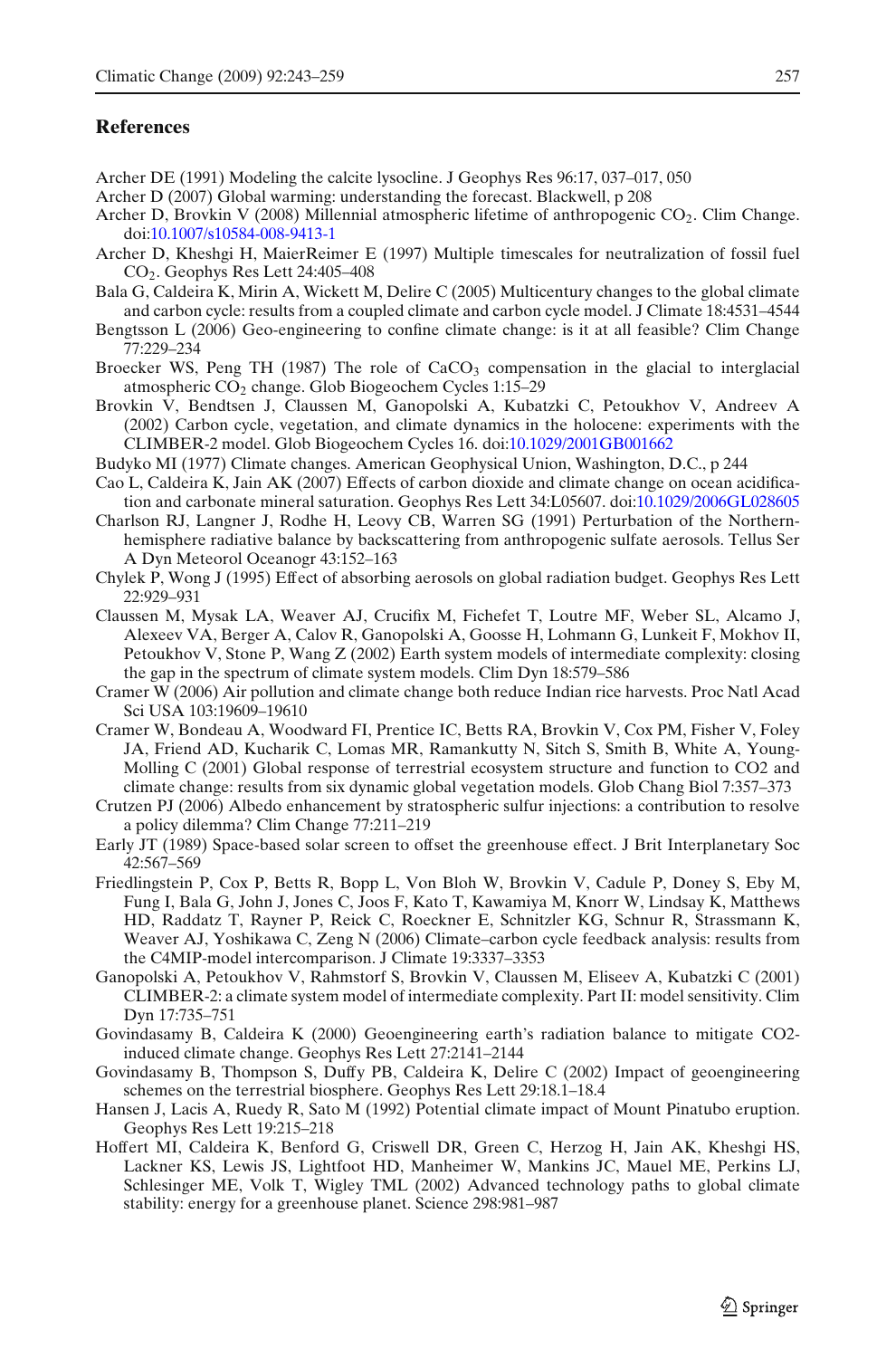## References

Archer DE (1991) Modeling the calcite lysocline. J Geophys Res 96:17, 037–017, 050

Archer D (2007) Global warming: understanding the forecast. Blackwell, p 208

Archer D, Brovkin V (2008) Millennial atmospheric lifetime of anthropogenic $CO_2$. Clim Change. doi:10.1007/s10584-008-9413-1

Archer D, Kheshgi H, MaierReimer E (1997) Multiple timescales for neutralization of fossil fuel $CO_2$. Geophys Res Lett 24:405–408

Bala G, Caldeira K, Mirin A, Wickett M, Delire C (2005) Multicentury changes to the global climate and carbon cycle: results from a coupled climate and carbon cycle model. J Climate 18:4531–4544

Bengtsson L (2006) Geo-engineering to confine climate change: is it at all feasible? Clim Change 77:229–234

Broecker WS, Peng TH (1987) The role of $CaCO_3$ compensation in the glacial to interglacial atmospheric $CO_2$ change. Glob Biogeochem Cycles 1:15–29

Brovkin V, Bendtsen J, Claussen M, Ganopolski A, Kubatzki C, Petoukhov V, Andreev A (2002) Carbon cycle, vegetation, and climate dynamics in the holocene: experiments with the CLIMBER-2 model. Glob Biogeochem Cycles 16. doi:10.1029/2001GB001662

Budyko MI (1977) Climate changes. American Geophysical Union, Washington, D.C., p 244

Cao L, Caldeira K, Jain AK (2007) Effects of carbon dioxide and climate change on ocean acidification and carbonate mineral saturation. Geophys Res Lett 34:L05607. doi:10.1029/2006GL028605

Charlson RJ, Langner J, Rodhe H, Leovy CB, Warren SG (1991) Perturbation of the Northern-hemisphere radiative balance by backscattering from anthropogenic sulfate aerosols. Tellus Ser A Dyn Meteorol Oceanogr 43:152–163

Chylek P, Wong J (1995) Effect of absorbing aerosols on global radiation budget. Geophys Res Lett 22:929–931

Claussen M, Mysak LA, Weaver AJ, Crucifix M, Fichefet T, Loutre MF, Weber SL, Alcamo J, Alexeev VA, Berger A, Calov R, Ganopolski A, Goosse H, Lohmann G, Lunkeit F, Mokhov II, Petoukhov V, Stone P, Wang Z (2002) Earth system models of intermediate complexity: closing the gap in the spectrum of climate system models. Clim Dyn 18:579–586

Cramer W (2006) Air pollution and climate change both reduce Indian rice harvests. Proc Natl Acad Sci USA 103:19609–19610

Cramer W, Bondeau A, Woodward FI, Prentice IC, Betts RA, Brovkin V, Cox PM, Fisher V, Foley JA, Friend AD, Kucharik C, Lomas MR, Ramankutty N, Sitch S, Smith B, White A, Young-Molling C (2001) Global response of terrestrial ecosystem structure and function to CO2 and climate change: results from six dynamic global vegetation models. Glob Chang Biol 7:357–373

Crutzen PJ (2006) Albedo enhancement by stratospheric sulfur injections: a contribution to resolve a policy dilemma? Clim Change 77:211–219

Early JT (1989) Space-based solar screen to offset the greenhouse effect. J Brit Interplanetary Soc 42:567–569

Friedlingstein P, Cox P, Betts R, Bopp L, Von Bloh W, Brovkin V, Cadule P, Doney S, Eby M, Fung I, Bala G, John J, Jones C, Joos F, Kato T, Kawamiya M, Knorr W, Lindsay K, Matthews HD, Raddatz T, Rayner P, Reick C, Roeckner E, Schnitzler KG, Schnur R, Strassmann K, Weaver AJ, Yoshikawa C, Zeng N (2006) Climate–carbon cycle feedback analysis: results from the C4MIP-model intercomparison. J Climate 19:3337–3353

Ganopolski A, Petoukhov V, Rahmstorf S, Brovkin V, Claussen M, Eliseev A, Kubatzki C (2001) CLIMBER-2: a climate system model of intermediate complexity. Part II: model sensitivity. Clim Dyn 17:735–751

Govindasamy B, Caldeira K (2000) Geoengineering earth's radiation balance to mitigate CO2-induced climate change. Geophys Res Lett 27:2141–2144

Govindasamy B, Thompson S, Duffy PB, Caldeira K, Delire C (2002) Impact of geoengineering schemes on the terrestrial biosphere. Geophys Res Lett 29:18.1–18.4

Hansen J, Lacis A, Ruedy R, Sato M (1992) Potential climate impact of Mount Pinatubo eruption. Geophys Res Lett 19:215–218

Hoffert MI, Caldeira K, Benford G, Criswell DR, Green C, Herzog H, Jain AK, Kheshgi HS, Lackner KS, Lewis JS, Lightfoot HD, Manheimer W, Mankins JC, Mauel ME, Perkins LJ, Schlesinger ME, Volk T, Wigley TML (2002) Advanced technology paths to global climate stability: energy for a greenhouse planet. Science 298:981–987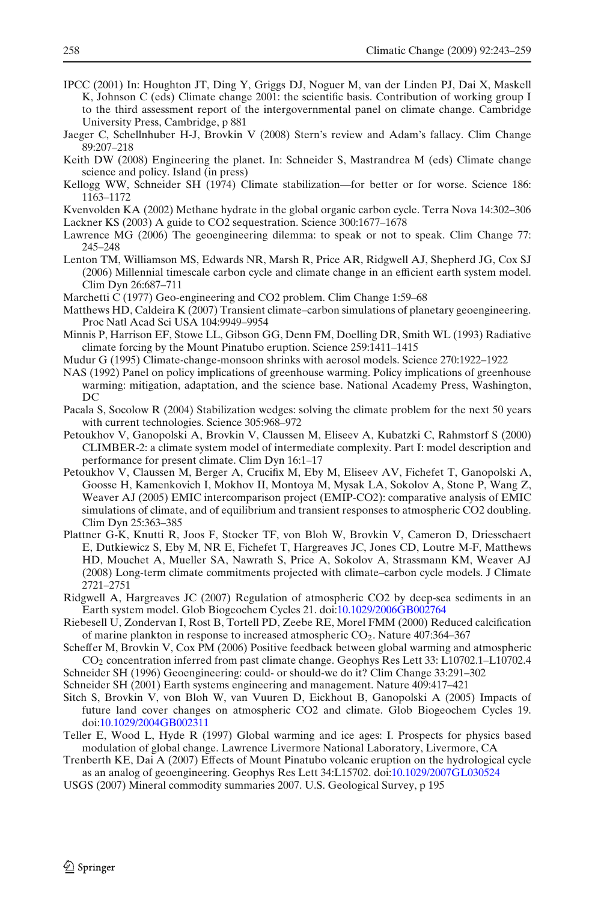IPCC (2001) In: Houghton JT, Ding Y, Griggs DJ, Noguer M, van der Linden PJ, Dai X, Maskell K, Johnson C (eds) Climate change 2001: the scientific basis. Contribution of working group I to the third assessment report of the intergovernmental panel on climate change. Cambridge University Press, Cambridge, p 881

Jaeger C, Schellnhuber H-J, Brovkin V (2008) Stern's review and Adam's fallacy. Clim Change 89:207–218

Keith DW (2008) Engineering the planet. In: Schneider S, Mastrandrea M (eds) Climate change science and policy. Island (in press)

Kellogg WW, Schneider SH (1974) Climate stabilization—for better or for worse. Science 186: 1163–1172

Kvenvolden KA (2002) Methane hydrate in the global organic carbon cycle. Terra Nova 14:302–306

Lackner KS (2003) A guide to CO2 sequestration. Science 300:1677–1678

Lawrence MG (2006) The geoengineering dilemma: to speak or not to speak. Clim Change 77: 245–248

Lenton TM, Williamson MS, Edwards NR, Marsh R, Price AR, Ridgwell AJ, Shepherd JG, Cox SJ (2006) Millennial timescale carbon cycle and climate change in an efficient earth system model. Clim Dyn 26:687–711

Marchetti C (1977) Geo-engineering and CO2 problem. Clim Change 1:59–68

Matthews HD, Caldeira K (2007) Transient climate–carbon simulations of planetary geoengineering. Proc Natl Acad Sci USA 104:9949–9954

Minnis P, Harrison EF, Stowe LL, Gibson GG, Denn FM, Doelling DR, Smith WL (1993) Radiative climate forcing by the Mount Pinatubo eruption. Science 259:1411–1415

Mudur G (1995) Climate-change-monsoon shrinks with aerosol models. Science 270:1922–1922

NAS (1992) Panel on policy implications of greenhouse warming. Policy implications of greenhouse warming: mitigation, adaptation, and the science base. National Academy Press, Washington, DC

Pacala S, Socolow R (2004) Stabilization wedges: solving the climate problem for the next 50 years with current technologies. Science 305:968–972

Petoukhov V, Ganopolski A, Brovkin V, Claussen M, Eliseev A, Kubatzki C, Rahmstorf S (2000) CLIMBER-2: a climate system model of intermediate complexity. Part I: model description and performance for present climate. Clim Dyn 16:1–17

Petoukhov V, Claussen M, Berger A, Crucifix M, Eby M, Eliseev AV, Fichefet T, Ganopolski A, Goosse H, Kamenkovich I, Mokhov II, Montoya M, Mysak LA, Sokolov A, Stone P, Wang Z, Weaver AJ (2005) EMIC intercomparison project (EMIP-CO2): comparative analysis of EMIC simulations of climate, and of equilibrium and transient responses to atmospheric CO2 doubling. Clim Dyn 25:363–385

Plattner G-K, Knutti R, Joos F, Stocker TF, von Bloh W, Brovkin V, Cameron D, Driesschaert E, Dutkiewicz S, Eby M, NR E, Fichefet T, Hargreaves JC, Jones CD, Loutre M-F, Matthews HD, Mouchet A, Mueller SA, Nawrath S, Price A, Sokolov A, Strassmann KM, Weaver AJ (2008) Long-term climate commitments projected with climate–carbon cycle models. J Climate 2721–2751

Ridgwell A, Hargreaves JC (2007) Regulation of atmospheric CO2 by deep-sea sediments in an Earth system model. Glob Biogeochem Cycles 21. doi:10.1029/2006GB002764

Riebesell U, Zondervan I, Rost B, Tortell PD, Zeebe RE, Morel FMM (2000) Reduced calcification of marine plankton in response to increased atmospheric $CO_2$. Nature 407:364–367

Scheffer M, Brovkin V, Cox PM (2006) Positive feedback between global warming and atmospheric $CO_2$ concentration inferred from past climate change. Geophys Res Lett 33: L10702.1–L10702.4

Schneider SH (1996) Geoengineering: could- or should-we do it? Clim Change 33:291–302

Schneider SH (2001) Earth systems engineering and management. Nature 409:417–421

Sitch S, Brovkin V, von Bloh W, van Vuuren D, Eickhout B, Ganopolski A (2005) Impacts of future land cover changes on atmospheric CO2 and climate. Glob Biogeochem Cycles 19. doi:10.1029/2004GB002311

Teller E, Wood L, Hyde R (1997) Global warming and ice ages: I. Prospects for physics based modulation of global change. Lawrence Livermore National Laboratory, Livermore, CA

Trenberth KE, Dai A (2007) Effects of Mount Pinatubo volcanic eruption on the hydrological cycle as an analog of geoengineering. Geophys Res Lett 34:L15702. doi:10.1029/2007GL030524

USGS (2007) Mineral commodity summaries 2007. U.S. Geological Survey, p 195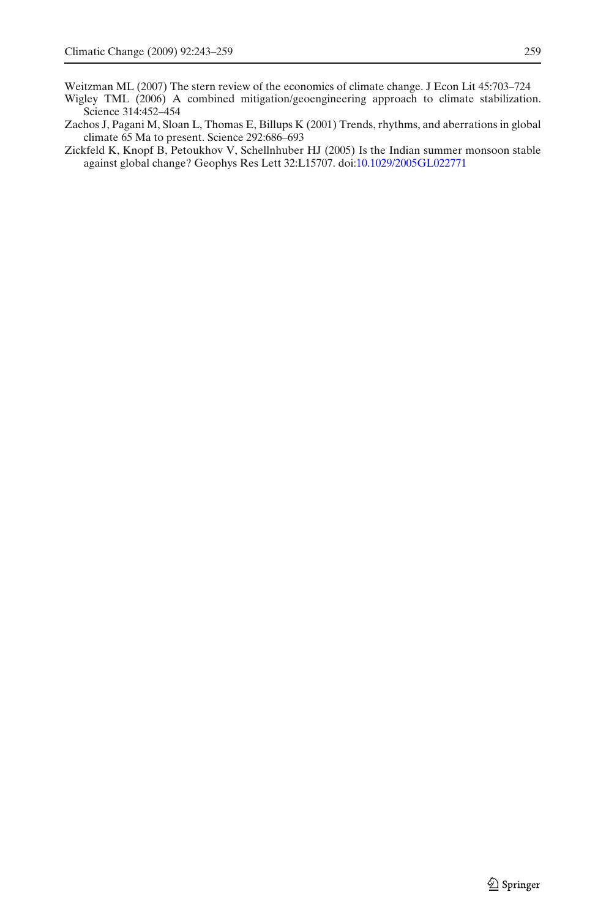Weitzman ML (2007) The stern review of the economics of climate change. J Econ Lit 45:703–724

Wigley TML (2006) A combined mitigation/geoengineering approach to climate stabilization. Science 314:452–454

Zachos J, Pagani M, Sloan L, Thomas E, Billups K (2001) Trends, rhythms, and aberrations in global climate 65 Ma to present. Science 292:686–693

Zickfeld K, Knopf B, Petoukhov V, Schellnhuber HJ (2005) Is the Indian summer monsoon stable against global change? Geophys Res Lett 32:L15707. doi:10.1029/2005GL022771